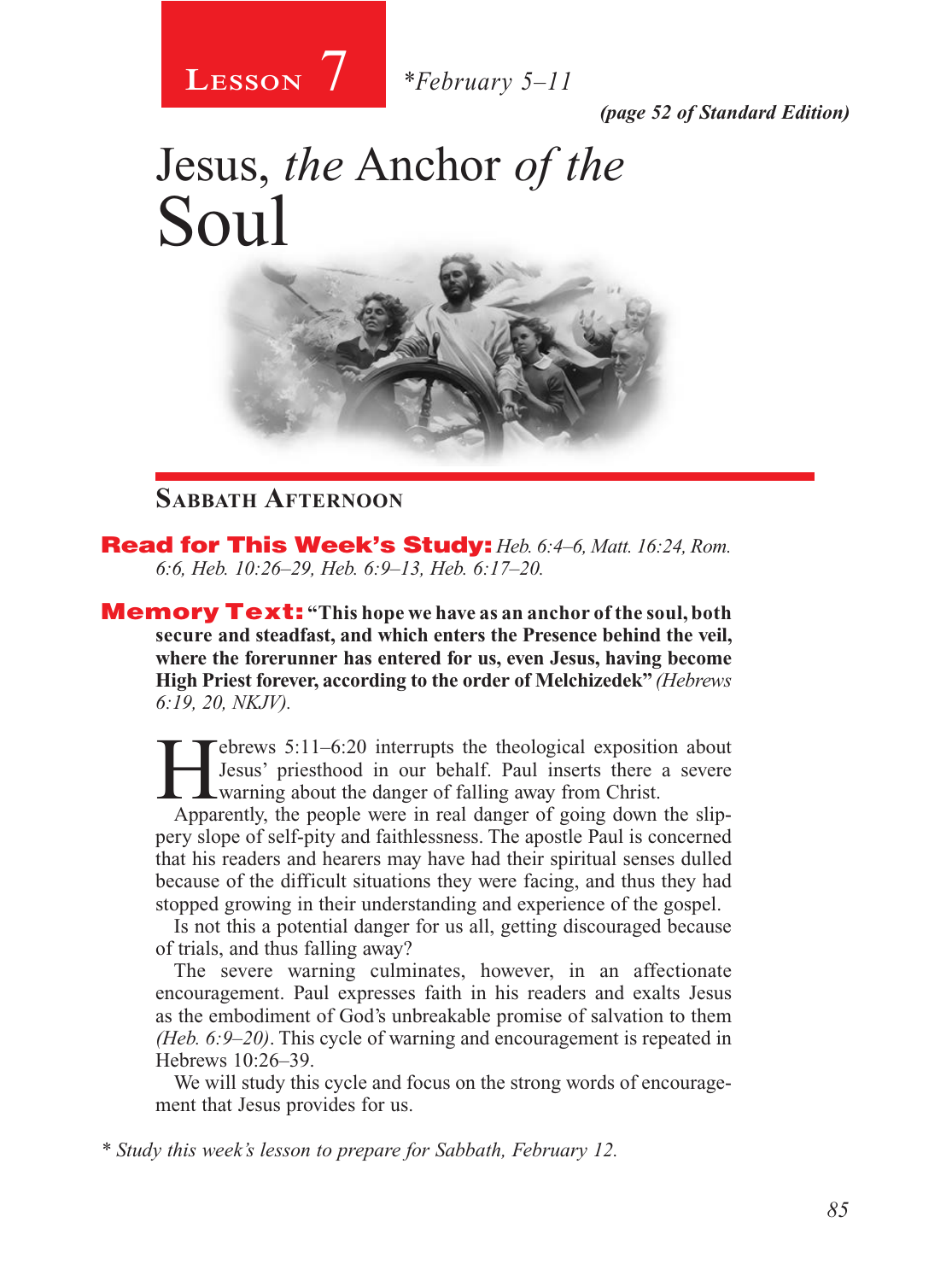**Lesson 7** *February 5–11

*(page 52 of Standard Edition)*

# Jesus, *the* Anchor *of the* Soul

## Sabbath Afternoon

**Read for This Week's Study:** *Heb. 6:4–6, Matt. 16:24, Rom. 6:6, Heb. 10:26–29, Heb. 6:9–13, Heb. 6:17–20.*

**Memory Text: "This hope we have as an anchor of the soul, both secure and steadfast, and which enters the Presence behind the veil, where the forerunner has entered for us, even Jesus, having become High Priest forever, according to the order of Melchizedek"** *(Hebrews 6:19, 20, NKJV).*

Hebrews 5:11–6:20 interrupts the theological exposition about Jesus' priesthood in our behalf. Paul inserts there a severe warning about the danger of falling away from Christ.

Apparently, the people were in real danger of going down the slippery slope of self-pity and faithlessness. The apostle Paul is concerned that his readers and hearers may have had their spiritual senses dulled because of the difficult situations they were facing, and thus they had stopped growing in their understanding and experience of the gospel.

Is not this a potential danger for us all, getting discouraged because of trials, and thus falling away?

The severe warning culminates, however, in an affectionate encouragement. Paul expresses faith in his readers and exalts Jesus as the embodiment of God's unbreakable promise of salvation to them *(Heb. 6:9–20)*. This cycle of warning and encouragement is repeated in Hebrews 10:26–39.

We will study this cycle and focus on the strong words of encouragement that Jesus provides for us.

*\* Study this week's lesson to prepare for Sabbath, February 12.*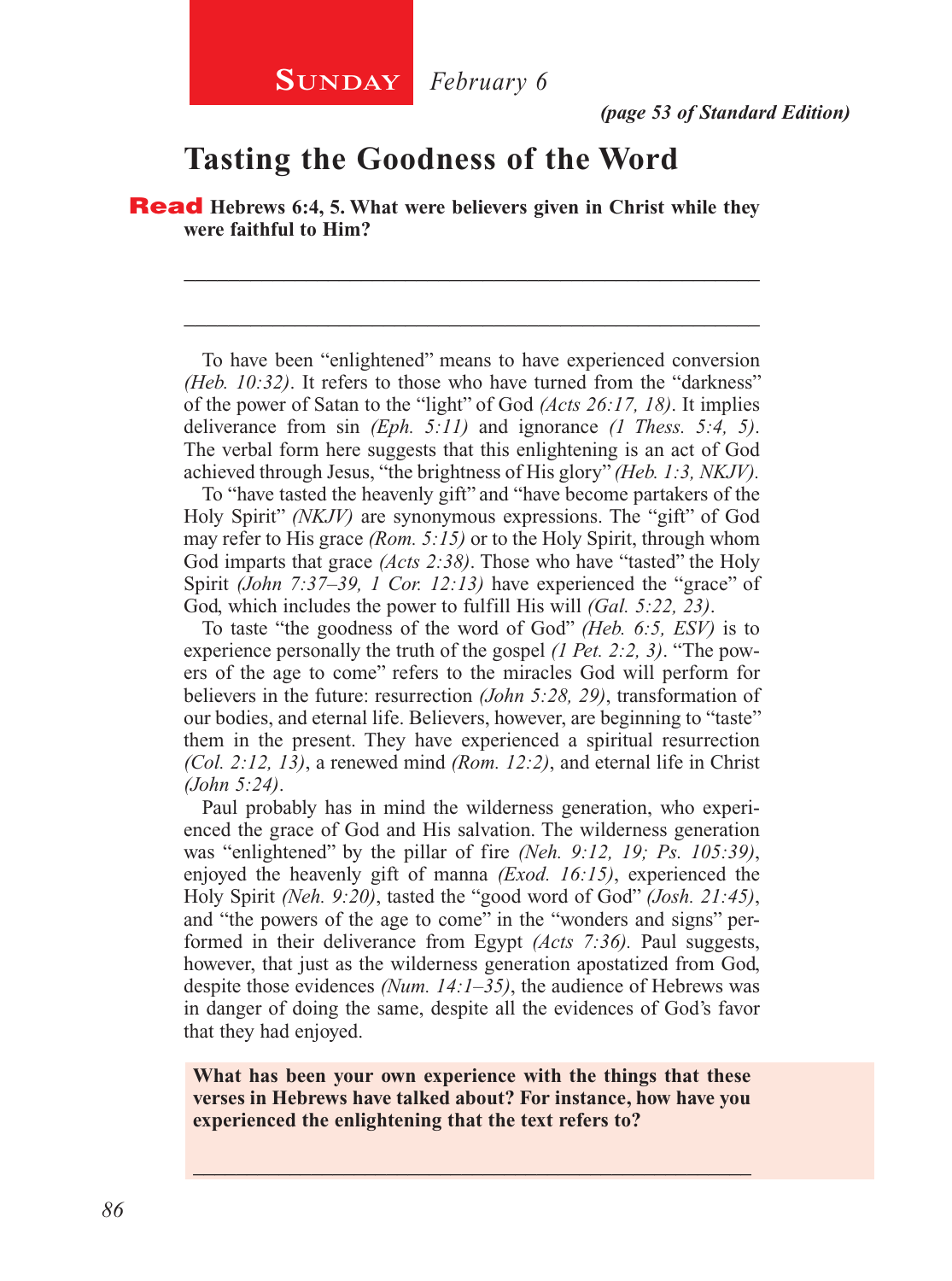**Sunday** *February 6*

*(page 53 of Standard Edition)*

# Tasting the Goodness of the Word

**Read Hebrews 6:4, 5. What were believers given in Christ while they were faithful to Him?**

_______________________________________________________________

_______________________________________________________________

To have been "enlightened" means to have experienced conversion *(Heb. 10:32)*. It refers to those who have turned from the "darkness" of the power of Satan to the "light" of God *(Acts 26:17, 18)*. It implies deliverance from sin *(Eph. 5:11)* and ignorance *(1 Thess. 5:4, 5)*. The verbal form here suggests that this enlightening is an act of God achieved through Jesus, "the brightness of His glory" *(Heb. 1:3, NKJV)*.

To "have tasted the heavenly gift" and "have become partakers of the Holy Spirit" *(NKJV)* are synonymous expressions. The "gift" of God may refer to His grace *(Rom. 5:15)* or to the Holy Spirit, through whom God imparts that grace *(Acts 2:38)*. Those who have "tasted" the Holy Spirit *(John 7:37–39, 1 Cor. 12:13)* have experienced the "grace" of God, which includes the power to fulfill His will *(Gal. 5:22, 23)*.

To taste "the goodness of the word of God" *(Heb. 6:5, ESV)* is to experience personally the truth of the gospel *(1 Pet. 2:2, 3)*. "The powers of the age to come" refers to the miracles God will perform for believers in the future: resurrection *(John 5:28, 29)*, transformation of our bodies, and eternal life. Believers, however, are beginning to "taste" them in the present. They have experienced a spiritual resurrection *(Col. 2:12, 13)*, a renewed mind *(Rom. 12:2)*, and eternal life in Christ *(John 5:24)*.

Paul probably has in mind the wilderness generation, who experienced the grace of God and His salvation. The wilderness generation was "enlightened" by the pillar of fire *(Neh. 9:12, 19; Ps. 105:39)*, enjoyed the heavenly gift of manna *(Exod. 16:15)*, experienced the Holy Spirit *(Neh. 9:20)*, tasted the "good word of God" *(Josh. 21:45)*, and "the powers of the age to come" in the "wonders and signs" performed in their deliverance from Egypt *(Acts 7:36)*. Paul suggests, however, that just as the wilderness generation apostatized from God, despite those evidences *(Num. 14:1–35)*, the audience of Hebrews was in danger of doing the same, despite all the evidences of God's favor that they had enjoyed.

**What has been your own experience with the things that these verses in Hebrews have talked about? For instance, how have you experienced the enlightening that the text refers to?**

_______________________________________________________________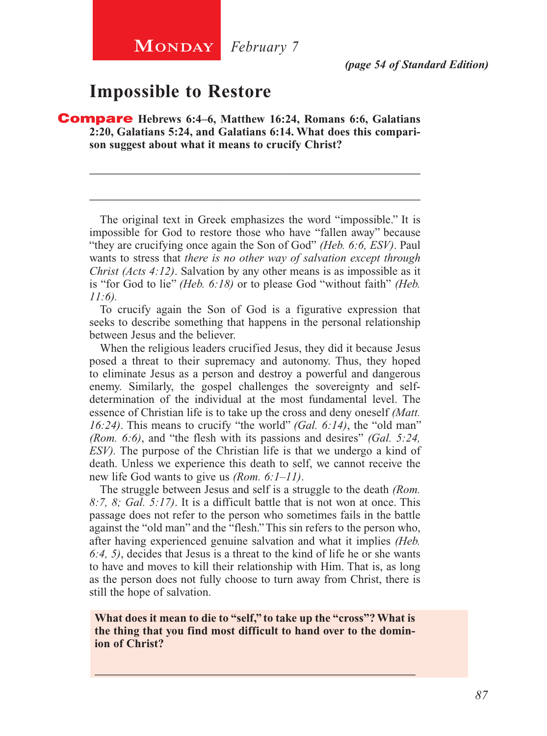**Monday** *February 7*

*(page 54 of Standard Edition)*

## Impossible to Restore

**Compare Hebrews 6:4–6, Matthew 16:24, Romans 6:6, Galatians 2:20, Galatians 5:24, and Galatians 6:14. What does this comparison suggest about what it means to crucify Christ?**

_______________________________________________

_______________________________________________

The original text in Greek emphasizes the word "impossible." It is impossible for God to restore those who have "fallen away" because "they are crucifying once again the Son of God" *(Heb. 6:6, ESV)*. Paul wants to stress that *there is no other way of salvation except through Christ (Acts 4:12)*. Salvation by any other means is as impossible as it is "for God to lie" *(Heb. 6:18)* or to please God "without faith" *(Heb. 11:6).*

To crucify again the Son of God is a figurative expression that seeks to describe something that happens in the personal relationship between Jesus and the believer.

When the religious leaders crucified Jesus, they did it because Jesus posed a threat to their supremacy and autonomy. Thus, they hoped to eliminate Jesus as a person and destroy a powerful and dangerous enemy. Similarly, the gospel challenges the sovereignty and self-determination of the individual at the most fundamental level. The essence of Christian life is to take up the cross and deny oneself *(Matt. 16:24)*. This means to crucify "the world" *(Gal. 6:14)*, the "old man" *(Rom. 6:6)*, and "the flesh with its passions and desires" *(Gal. 5:24, ESV).* The purpose of the Christian life is that we undergo a kind of death. Unless we experience this death to self, we cannot receive the new life God wants to give us *(Rom. 6:1–11)*.

The struggle between Jesus and self is a struggle to the death *(Rom. 8:7, 8; Gal. 5:17)*. It is a difficult battle that is not won at once. This passage does not refer to the person who sometimes fails in the battle against the "old man" and the "flesh." This sin refers to the person who, after having experienced genuine salvation and what it implies *(Heb. 6:4, 5)*, decides that Jesus is a threat to the kind of life he or she wants to have and moves to kill their relationship with Him. That is, as long as the person does not fully choose to turn away from Christ, there is still the hope of salvation.

**What does it mean to die to "self," to take up the "cross"? What is the thing that you find most difficult to hand over to the dominion of Christ?**

_______________________________________________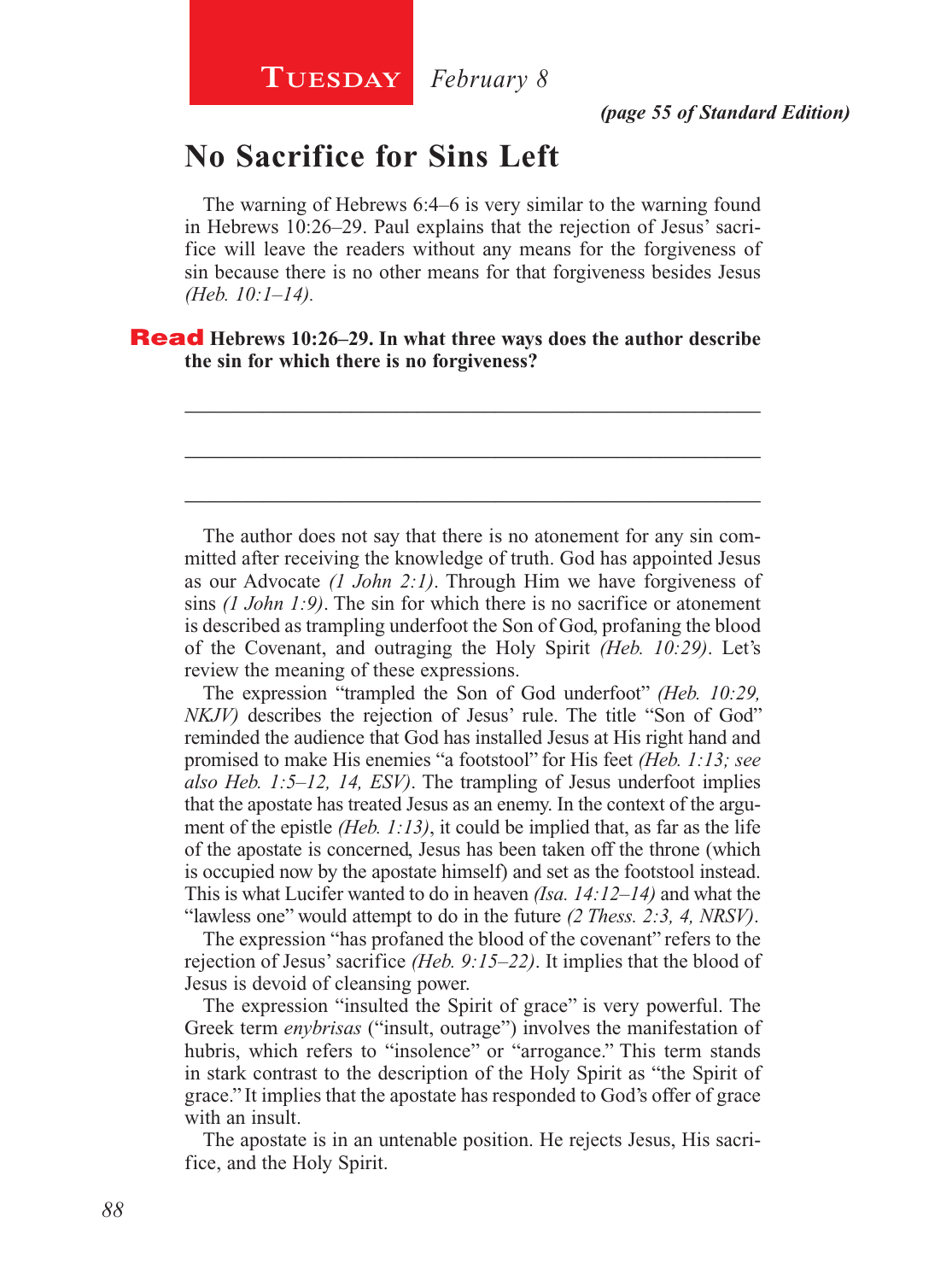**Tuesday** *February 8*

***(page 55 of Standard Edition)***

# No Sacrifice for Sins Left

The warning of Hebrews 6:4–6 is very similar to the warning found in Hebrews 10:26–29. Paul explains that the rejection of Jesus' sacrifice will leave the readers without any means for the forgiveness of sin because there is no other means for that forgiveness besides Jesus *(Heb. 10:1–14).*

**Read Hebrews 10:26–29. In what three ways does the author describe the sin for which there is no forgiveness?**

_______________________________________________________________

_______________________________________________________________

_______________________________________________________________

The author does not say that there is no atonement for any sin committed after receiving the knowledge of truth. God has appointed Jesus as our Advocate *(1 John 2:1)*. Through Him we have forgiveness of sins *(1 John 1:9)*. The sin for which there is no sacrifice or atonement is described as trampling underfoot the Son of God, profaning the blood of the Covenant, and outraging the Holy Spirit *(Heb. 10:29)*. Let's review the meaning of these expressions.

The expression "trampled the Son of God underfoot" *(Heb. 10:29, NKJV)* describes the rejection of Jesus' rule. The title "Son of God" reminded the audience that God has installed Jesus at His right hand and promised to make His enemies "a footstool" for His feet *(Heb. 1:13; see also Heb. 1:5–12, 14, ESV)*. The trampling of Jesus underfoot implies that the apostate has treated Jesus as an enemy. In the context of the argument of the epistle *(Heb. 1:13)*, it could be implied that, as far as the life of the apostate is concerned, Jesus has been taken off the throne (which is occupied now by the apostate himself) and set as the footstool instead. This is what Lucifer wanted to do in heaven *(Isa. 14:12–14)* and what the "lawless one" would attempt to do in the future *(2 Thess. 2:3, 4, NRSV)*.

The expression "has profaned the blood of the covenant" refers to the rejection of Jesus' sacrifice *(Heb. 9:15–22)*. It implies that the blood of Jesus is devoid of cleansing power.

The expression "insulted the Spirit of grace" is very powerful. The Greek term *enybrisas* ("insult, outrage") involves the manifestation of hubris, which refers to "insolence" or "arrogance." This term stands in stark contrast to the description of the Holy Spirit as "the Spirit of grace." It implies that the apostate has responded to God's offer of grace with an insult.

The apostate is in an untenable position. He rejects Jesus, His sacrifice, and the Holy Spirit.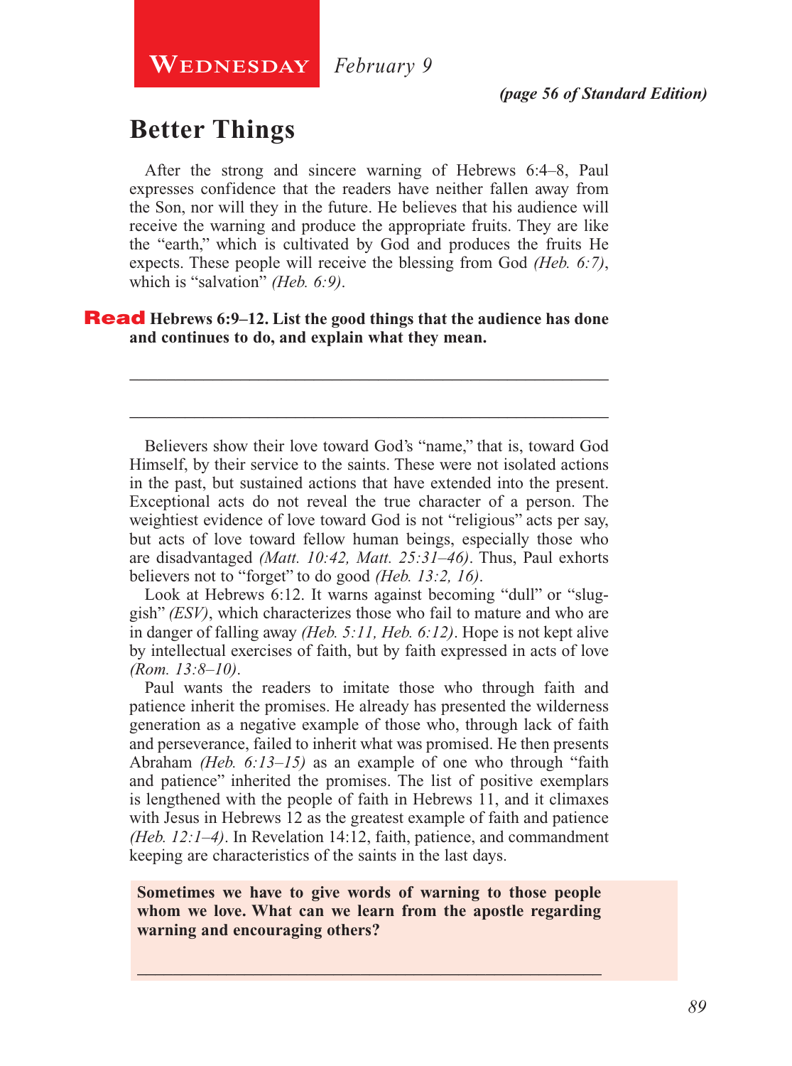**Wednesday** *February 9*

***(page 56 of Standard Edition)***

## Better Things

After the strong and sincere warning of Hebrews 6:4–8, Paul expresses confidence that the readers have neither fallen away from the Son, nor will they in the future. He believes that his audience will receive the warning and produce the appropriate fruits. They are like the "earth," which is cultivated by God and produces the fruits He expects. These people will receive the blessing from God *(Heb. 6:7)*, which is "salvation" *(Heb. 6:9)*.

**Read Hebrews 6:9–12. List the good things that the audience has done and continues to do, and explain what they mean.**

\_\_\_\_\_\_\_\_\_\_\_\_\_\_\_\_\_\_\_\_\_\_\_\_\_\_\_\_\_\_\_\_\_\_\_\_\_\_\_\_\_\_\_\_\_\_\_\_\_\_\_\_\_\_\_\_

\_\_\_\_\_\_\_\_\_\_\_\_\_\_\_\_\_\_\_\_\_\_\_\_\_\_\_\_\_\_\_\_\_\_\_\_\_\_\_\_\_\_\_\_\_\_\_\_\_\_\_\_\_\_\_\_

Believers show their love toward God's "name," that is, toward God Himself, by their service to the saints. These were not isolated actions in the past, but sustained actions that have extended into the present. Exceptional acts do not reveal the true character of a person. The weightiest evidence of love toward God is not "religious" acts per say, but acts of love toward fellow human beings, especially those who are disadvantaged *(Matt. 10:42, Matt. 25:31–46)*. Thus, Paul exhorts believers not to "forget" to do good *(Heb. 13:2, 16)*.

Look at Hebrews 6:12. It warns against becoming "dull" or "sluggish" *(ESV)*, which characterizes those who fail to mature and who are in danger of falling away *(Heb. 5:11, Heb. 6:12)*. Hope is not kept alive by intellectual exercises of faith, but by faith expressed in acts of love *(Rom. 13:8–10)*.

Paul wants the readers to imitate those who through faith and patience inherit the promises. He already has presented the wilderness generation as a negative example of those who, through lack of faith and perseverance, failed to inherit what was promised. He then presents Abraham *(Heb. 6:13–15)* as an example of one who through "faith and patience" inherited the promises. The list of positive exemplars is lengthened with the people of faith in Hebrews 11, and it climaxes with Jesus in Hebrews 12 as the greatest example of faith and patience *(Heb. 12:1–4)*. In Revelation 14:12, faith, patience, and commandment keeping are characteristics of the saints in the last days.

**Sometimes we have to give words of warning to those people whom we love. What can we learn from the apostle regarding warning and encouraging others?**

\_\_\_\_\_\_\_\_\_\_\_\_\_\_\_\_\_\_\_\_\_\_\_\_\_\_\_\_\_\_\_\_\_\_\_\_\_\_\_\_\_\_\_\_\_\_\_\_\_\_\_\_\_\_\_\_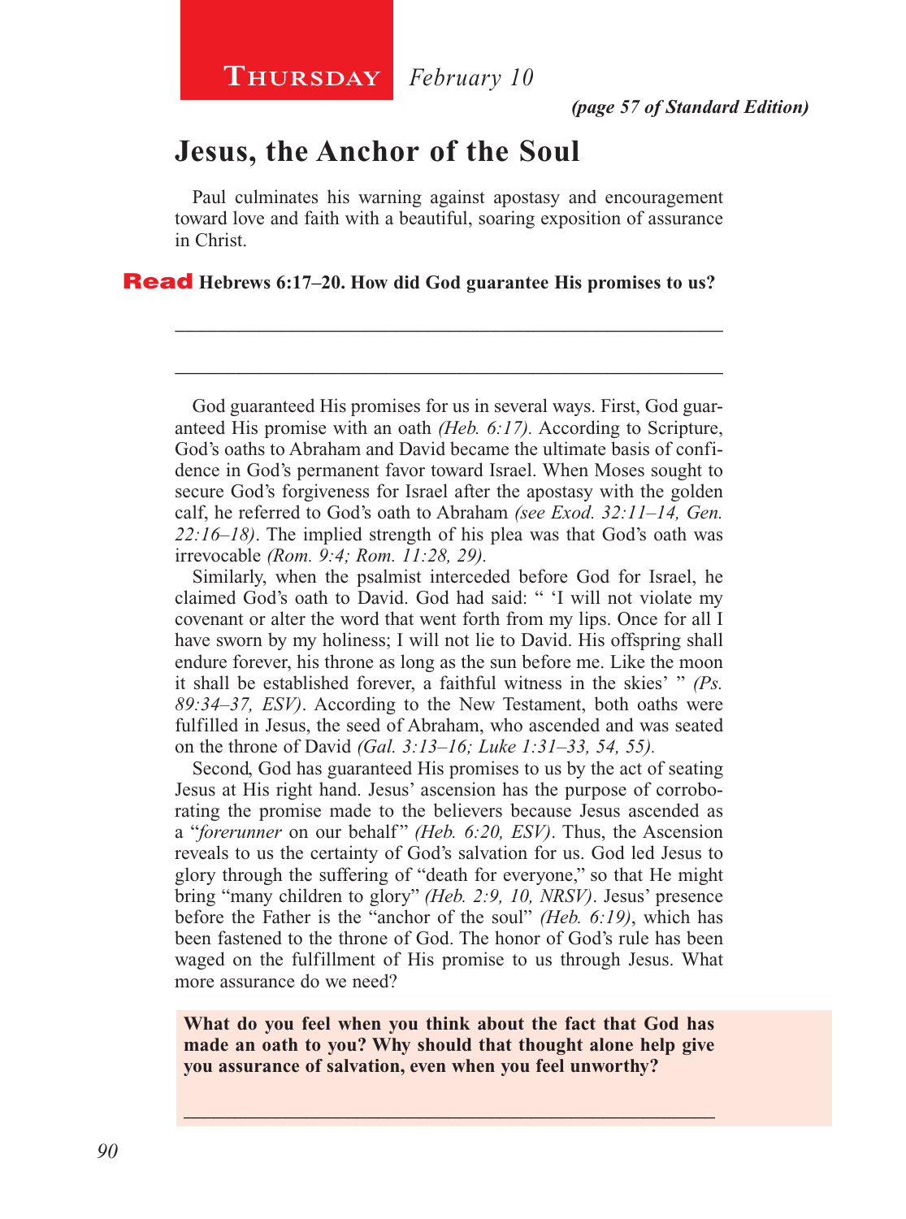**Thursday** *February 10*

***(page 57 of Standard Edition)***

# Jesus, the Anchor of the Soul

Paul culminates his warning against apostasy and encouragement toward love and faith with a beautiful, soaring exposition of assurance in Christ.

**Read Hebrews 6:17–20. How did God guarantee His promises to us?**

_______________________________________________________________

_______________________________________________________________

God guaranteed His promises for us in several ways. First, God guaranteed His promise with an oath *(Heb. 6:17)*. According to Scripture, God's oaths to Abraham and David became the ultimate basis of confidence in God's permanent favor toward Israel. When Moses sought to secure God's forgiveness for Israel after the apostasy with the golden calf, he referred to God's oath to Abraham *(see Exod. 32:11–14, Gen. 22:16–18)*. The implied strength of his plea was that God's oath was irrevocable *(Rom. 9:4; Rom. 11:28, 29).*

Similarly, when the psalmist interceded before God for Israel, he claimed God's oath to David. God had said: " 'I will not violate my covenant or alter the word that went forth from my lips. Once for all I have sworn by my holiness; I will not lie to David. His offspring shall endure forever, his throne as long as the sun before me. Like the moon it shall be established forever, a faithful witness in the skies' " *(Ps. 89:34–37, ESV)*. According to the New Testament, both oaths were fulfilled in Jesus, the seed of Abraham, who ascended and was seated on the throne of David *(Gal. 3:13–16; Luke 1:31–33, 54, 55).*

Second, God has guaranteed His promises to us by the act of seating Jesus at His right hand. Jesus' ascension has the purpose of corroborating the promise made to the believers because Jesus ascended as a "*forerunner* on our behalf" *(Heb. 6:20, ESV)*. Thus, the Ascension reveals to us the certainty of God's salvation for us. God led Jesus to glory through the suffering of "death for everyone," so that He might bring "many children to glory" *(Heb. 2:9, 10, NRSV)*. Jesus' presence before the Father is the "anchor of the soul" *(Heb. 6:19)*, which has been fastened to the throne of God. The honor of God's rule has been waged on the fulfillment of His promise to us through Jesus. What more assurance do we need?

**What do you feel when you think about the fact that God has made an oath to you? Why should that thought alone help give you assurance of salvation, even when you feel unworthy?**

_______________________________________________________________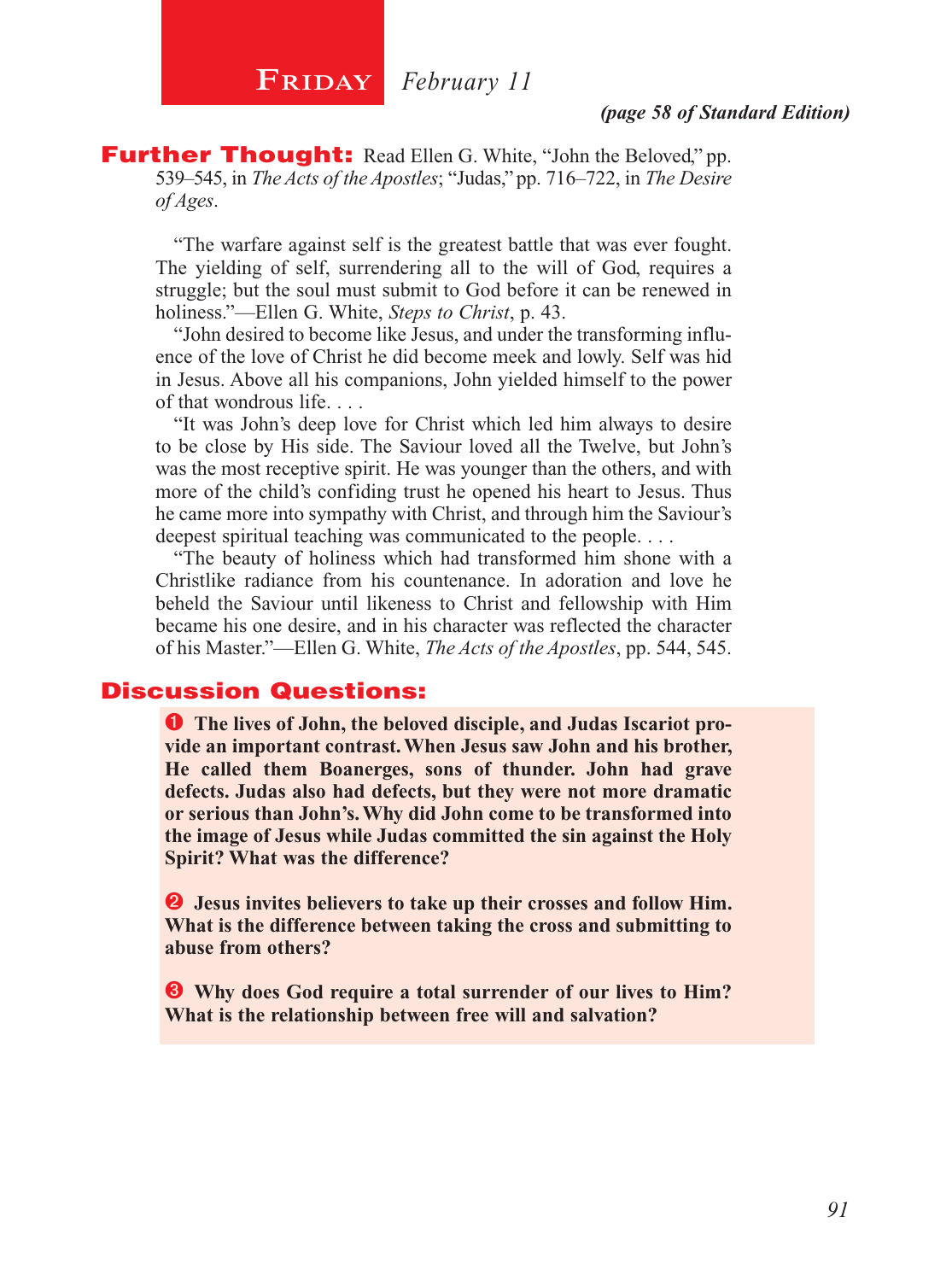# Friday *February 11*

***(page 58 of Standard Edition)***

**Further Thought:** Read Ellen G. White, "John the Beloved," pp. 539–545, in *The Acts of the Apostles*; "Judas," pp. 716–722, in *The Desire of Ages*.

"The warfare against self is the greatest battle that was ever fought. The yielding of self, surrendering all to the will of God, requires a struggle; but the soul must submit to God before it can be renewed in holiness."—Ellen G. White, *Steps to Christ*, p. 43.

"John desired to become like Jesus, and under the transforming influence of the love of Christ he did become meek and lowly. Self was hid in Jesus. Above all his companions, John yielded himself to the power of that wondrous life. . . .

"It was John's deep love for Christ which led him always to desire to be close by His side. The Saviour loved all the Twelve, but John's was the most receptive spirit. He was younger than the others, and with more of the child's confiding trust he opened his heart to Jesus. Thus he came more into sympathy with Christ, and through him the Saviour's deepest spiritual teaching was communicated to the people. . . .

"The beauty of holiness which had transformed him shone with a Christlike radiance from his countenance. In adoration and love he beheld the Saviour until likeness to Christ and fellowship with Him became his one desire, and in his character was reflected the character of his Master."—Ellen G. White, *The Acts of the Apostles*, pp. 544, 545.

## Discussion Questions:

❶ **The lives of John, the beloved disciple, and Judas Iscariot provide an important contrast. When Jesus saw John and his brother, He called them Boanerges, sons of thunder. John had grave defects. Judas also had defects, but they were not more dramatic or serious than John's. Why did John come to be transformed into the image of Jesus while Judas committed the sin against the Holy Spirit? What was the difference?**

❷ **Jesus invites believers to take up their crosses and follow Him. What is the difference between taking the cross and submitting to abuse from others?**

❸ **Why does God require a total surrender of our lives to Him? What is the relationship between free will and salvation?**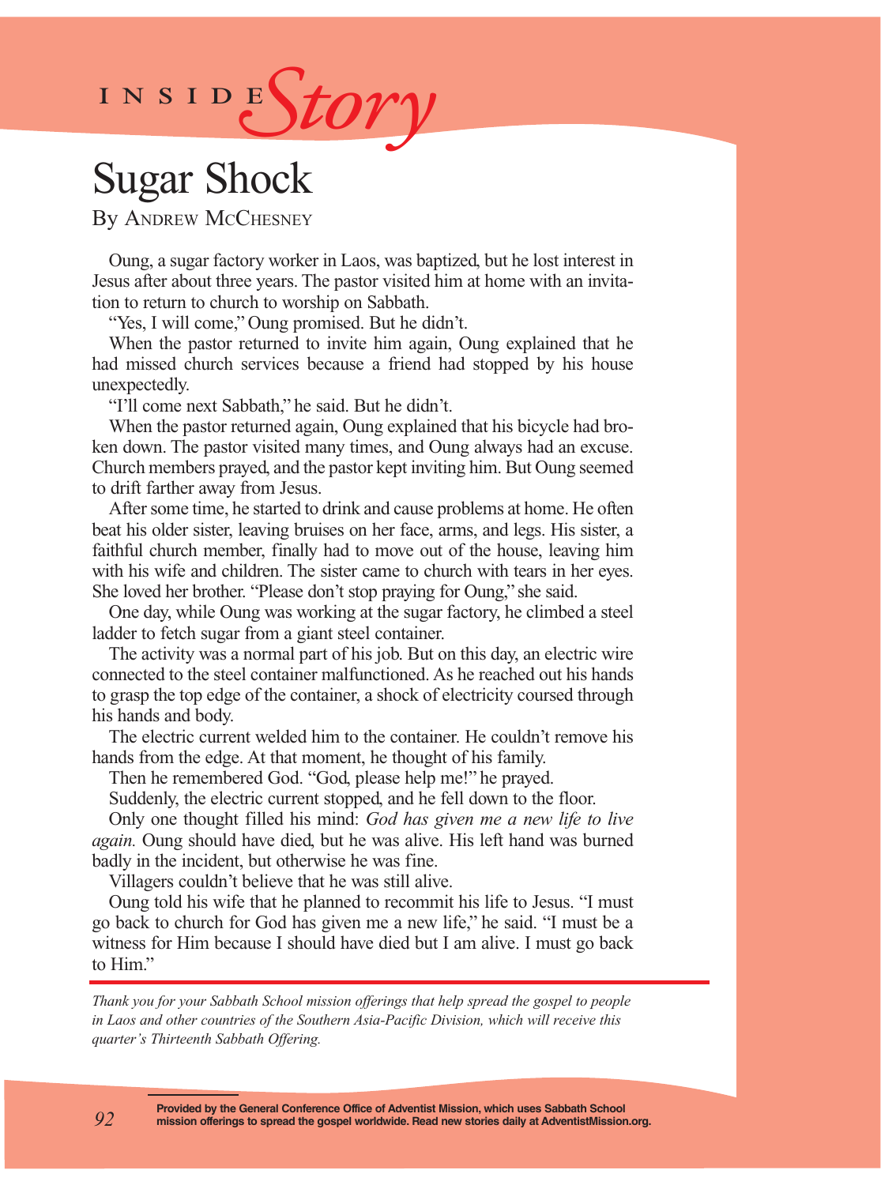# Inside Story

## Sugar Shock

By Andrew McChesney

Oung, a sugar factory worker in Laos, was baptized, but he lost interest in Jesus after about three years. The pastor visited him at home with an invitation to return to church to worship on Sabbath.

"Yes, I will come," Oung promised. But he didn't.

When the pastor returned to invite him again, Oung explained that he had missed church services because a friend had stopped by his house unexpectedly.

"I'll come next Sabbath," he said. But he didn't.

When the pastor returned again, Oung explained that his bicycle had broken down. The pastor visited many times, and Oung always had an excuse. Church members prayed, and the pastor kept inviting him. But Oung seemed to drift farther away from Jesus.

After some time, he started to drink and cause problems at home. He often beat his older sister, leaving bruises on her face, arms, and legs. His sister, a faithful church member, finally had to move out of the house, leaving him with his wife and children. The sister came to church with tears in her eyes. She loved her brother. "Please don't stop praying for Oung," she said.

One day, while Oung was working at the sugar factory, he climbed a steel ladder to fetch sugar from a giant steel container.

The activity was a normal part of his job. But on this day, an electric wire connected to the steel container malfunctioned. As he reached out his hands to grasp the top edge of the container, a shock of electricity coursed through his hands and body.

The electric current welded him to the container. He couldn't remove his hands from the edge. At that moment, he thought of his family.

Then he remembered God. "God, please help me!" he prayed.

Suddenly, the electric current stopped, and he fell down to the floor.

Only one thought filled his mind: *God has given me a new life to live again.* Oung should have died, but he was alive. His left hand was burned badly in the incident, but otherwise he was fine.

Villagers couldn't believe that he was still alive.

Oung told his wife that he planned to recommit his life to Jesus. "I must go back to church for God has given me a new life," he said. "I must be a witness for Him because I should have died but I am alive. I must go back to Him."

*Thank you for your Sabbath School mission offerings that help spread the gospel to people in Laos and other countries of the Southern Asia-Pacific Division, which will receive this quarter's Thirteenth Sabbath Offering.*

**Provided by the General Conference Office of Adventist Mission, which uses Sabbath School mission offerings to spread the gospel worldwide. Read new stories daily at AdventistMission.org.**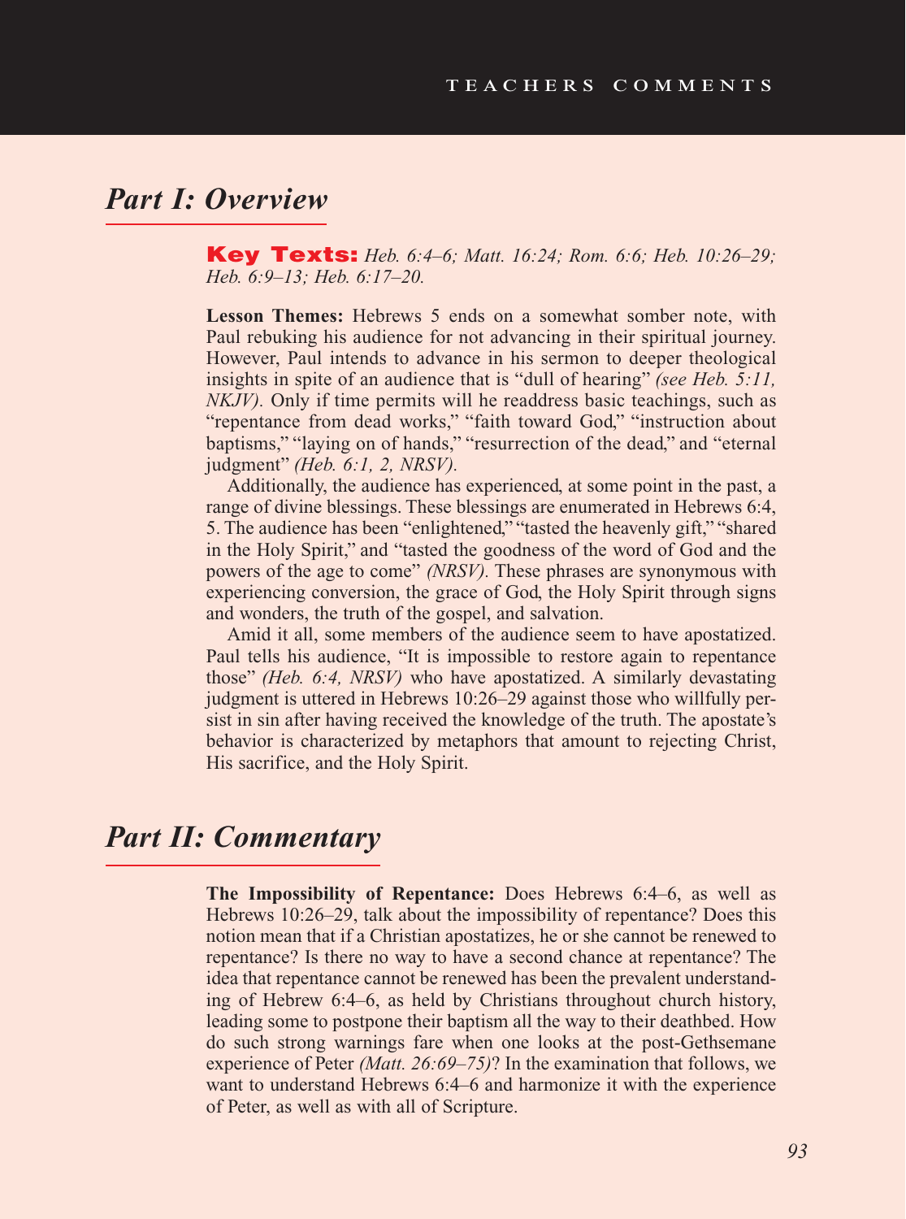## Part I: Overview

**Key Texts:** *Heb. 6:4–6; Matt. 16:24; Rom. 6:6; Heb. 10:26–29; Heb. 6:9–13; Heb. 6:17–20.*

**Lesson Themes:** Hebrews 5 ends on a somewhat somber note, with Paul rebuking his audience for not advancing in their spiritual journey. However, Paul intends to advance in his sermon to deeper theological insights in spite of an audience that is "dull of hearing" *(see Heb. 5:11, NKJV).* Only if time permits will he readdress basic teachings, such as "repentance from dead works," "faith toward God," "instruction about baptisms," "laying on of hands," "resurrection of the dead," and "eternal judgment" *(Heb. 6:1, 2, NRSV).*

Additionally, the audience has experienced, at some point in the past, a range of divine blessings. These blessings are enumerated in Hebrews 6:4, 5. The audience has been "enlightened," "tasted the heavenly gift," "shared in the Holy Spirit," and "tasted the goodness of the word of God and the powers of the age to come" *(NRSV).* These phrases are synonymous with experiencing conversion, the grace of God, the Holy Spirit through signs and wonders, the truth of the gospel, and salvation.

Amid it all, some members of the audience seem to have apostatized. Paul tells his audience, "It is impossible to restore again to repentance those" *(Heb. 6:4, NRSV)* who have apostatized. A similarly devastating judgment is uttered in Hebrews 10:26–29 against those who willfully persist in sin after having received the knowledge of the truth. The apostate's behavior is characterized by metaphors that amount to rejecting Christ, His sacrifice, and the Holy Spirit.

## Part II: Commentary

**The Impossibility of Repentance:** Does Hebrews 6:4–6, as well as Hebrews 10:26–29, talk about the impossibility of repentance? Does this notion mean that if a Christian apostatizes, he or she cannot be renewed to repentance? Is there no way to have a second chance at repentance? The idea that repentance cannot be renewed has been the prevalent understanding of Hebrew 6:4–6, as held by Christians throughout church history, leading some to postpone their baptism all the way to their deathbed. How do such strong warnings fare when one looks at the post-Gethsemane experience of Peter *(Matt. 26:69–75)*? In the examination that follows, we want to understand Hebrews 6:4–6 and harmonize it with the experience of Peter, as well as with all of Scripture.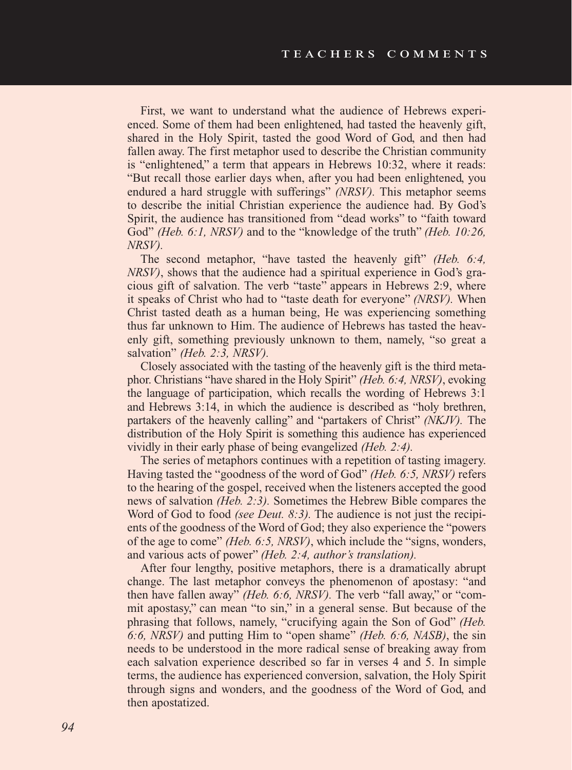First, we want to understand what the audience of Hebrews experienced. Some of them had been enlightened, had tasted the heavenly gift, shared in the Holy Spirit, tasted the good Word of God, and then had fallen away. The first metaphor used to describe the Christian community is "enlightened," a term that appears in Hebrews 10:32, where it reads: "But recall those earlier days when, after you had been enlightened, you endured a hard struggle with sufferings" *(NRSV).* This metaphor seems to describe the initial Christian experience the audience had. By God's Spirit, the audience has transitioned from "dead works" to "faith toward God" *(Heb. 6:1, NRSV)* and to the "knowledge of the truth" *(Heb. 10:26, NRSV).*

The second metaphor, "have tasted the heavenly gift" *(Heb. 6:4, NRSV)*, shows that the audience had a spiritual experience in God's gracious gift of salvation. The verb "taste" appears in Hebrews 2:9, where it speaks of Christ who had to "taste death for everyone" *(NRSV).* When Christ tasted death as a human being, He was experiencing something thus far unknown to Him. The audience of Hebrews has tasted the heavenly gift, something previously unknown to them, namely, "so great a salvation" *(Heb. 2:3, NRSV).*

Closely associated with the tasting of the heavenly gift is the third metaphor. Christians "have shared in the Holy Spirit" *(Heb. 6:4, NRSV)*, evoking the language of participation, which recalls the wording of Hebrews 3:1 and Hebrews 3:14, in which the audience is described as "holy brethren, partakers of the heavenly calling" and "partakers of Christ" *(NKJV).* The distribution of the Holy Spirit is something this audience has experienced vividly in their early phase of being evangelized *(Heb. 2:4).*

The series of metaphors continues with a repetition of tasting imagery. Having tasted the "goodness of the word of God" *(Heb. 6:5, NRSV)* refers to the hearing of the gospel, received when the listeners accepted the good news of salvation *(Heb. 2:3).* Sometimes the Hebrew Bible compares the Word of God to food *(see Deut. 8:3).* The audience is not just the recipients of the goodness of the Word of God; they also experience the "powers of the age to come" *(Heb. 6:5, NRSV)*, which include the "signs, wonders, and various acts of power" *(Heb. 2:4, author's translation).*

After four lengthy, positive metaphors, there is a dramatically abrupt change. The last metaphor conveys the phenomenon of apostasy: "and then have fallen away" *(Heb. 6:6, NRSV).* The verb "fall away," or "commit apostasy," can mean "to sin," in a general sense. But because of the phrasing that follows, namely, "crucifying again the Son of God" *(Heb. 6:6, NRSV)* and putting Him to "open shame" *(Heb. 6:6, NASB)*, the sin needs to be understood in the more radical sense of breaking away from each salvation experience described so far in verses 4 and 5. In simple terms, the audience has experienced conversion, salvation, the Holy Spirit through signs and wonders, and the goodness of the Word of God, and then apostatized.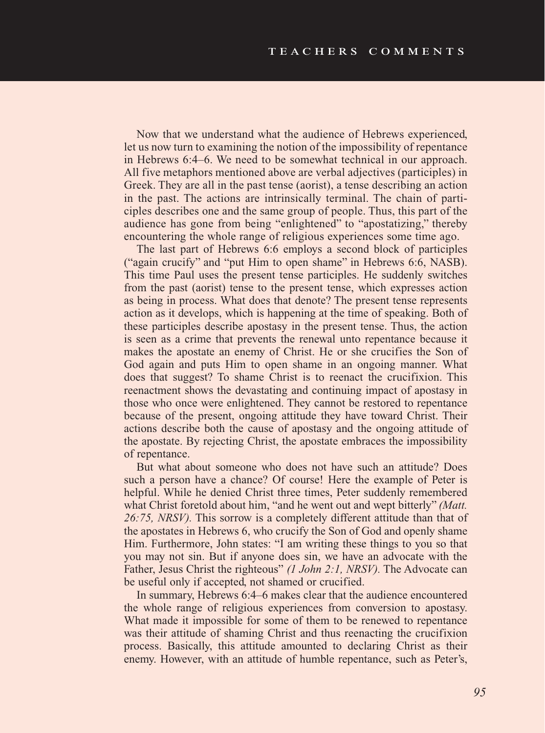Now that we understand what the audience of Hebrews experienced, let us now turn to examining the notion of the impossibility of repentance in Hebrews 6:4–6. We need to be somewhat technical in our approach. All five metaphors mentioned above are verbal adjectives (participles) in Greek. They are all in the past tense (aorist), a tense describing an action in the past. The actions are intrinsically terminal. The chain of participles describes one and the same group of people. Thus, this part of the audience has gone from being "enlightened" to "apostatizing," thereby encountering the whole range of religious experiences some time ago.

The last part of Hebrews 6:6 employs a second block of participles ("again crucify" and "put Him to open shame" in Hebrews 6:6, NASB). This time Paul uses the present tense participles. He suddenly switches from the past (aorist) tense to the present tense, which expresses action as being in process. What does that denote? The present tense represents action as it develops, which is happening at the time of speaking. Both of these participles describe apostasy in the present tense. Thus, the action is seen as a crime that prevents the renewal unto repentance because it makes the apostate an enemy of Christ. He or she crucifies the Son of God again and puts Him to open shame in an ongoing manner. What does that suggest? To shame Christ is to reenact the crucifixion. This reenactment shows the devastating and continuing impact of apostasy in those who once were enlightened. They cannot be restored to repentance because of the present, ongoing attitude they have toward Christ. Their actions describe both the cause of apostasy and the ongoing attitude of the apostate. By rejecting Christ, the apostate embraces the impossibility of repentance.

But what about someone who does not have such an attitude? Does such a person have a chance? Of course! Here the example of Peter is helpful. While he denied Christ three times, Peter suddenly remembered what Christ foretold about him, "and he went out and wept bitterly" *(Matt. 26:75, NRSV).* This sorrow is a completely different attitude than that of the apostates in Hebrews 6, who crucify the Son of God and openly shame Him. Furthermore, John states: "I am writing these things to you so that you may not sin. But if anyone does sin, we have an advocate with the Father, Jesus Christ the righteous" *(1 John 2:1, NRSV).* The Advocate can be useful only if accepted, not shamed or crucified.

In summary, Hebrews 6:4–6 makes clear that the audience encountered the whole range of religious experiences from conversion to apostasy. What made it impossible for some of them to be renewed to repentance was their attitude of shaming Christ and thus reenacting the crucifixion process. Basically, this attitude amounted to declaring Christ as their enemy. However, with an attitude of humble repentance, such as Peter's,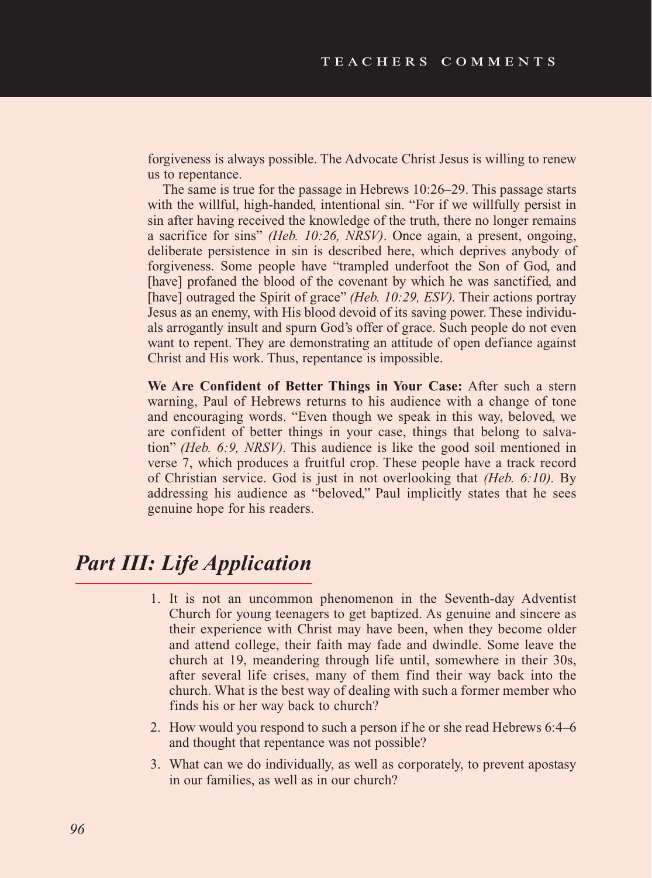forgiveness is always possible. The Advocate Christ Jesus is willing to renew us to repentance.

The same is true for the passage in Hebrews 10:26–29. This passage starts with the willful, high-handed, intentional sin. "For if we willfully persist in sin after having received the knowledge of the truth, there no longer remains a sacrifice for sins" *(Heb. 10:26, NRSV)*. Once again, a present, ongoing, deliberate persistence in sin is described here, which deprives anybody of forgiveness. Some people have "trampled underfoot the Son of God, and [have] profaned the blood of the covenant by which he was sanctified, and [have] outraged the Spirit of grace" *(Heb. 10:29, ESV).* Their actions portray Jesus as an enemy, with His blood devoid of its saving power. These individuals arrogantly insult and spurn God's offer of grace. Such people do not even want to repent. They are demonstrating an attitude of open defiance against Christ and His work. Thus, repentance is impossible.

**We Are Confident of Better Things in Your Case:** After such a stern warning, Paul of Hebrews returns to his audience with a change of tone and encouraging words. "Even though we speak in this way, beloved, we are confident of better things in your case, things that belong to salvation" *(Heb. 6:9, NRSV).* This audience is like the good soil mentioned in verse 7, which produces a fruitful crop. These people have a track record of Christian service. God is just in not overlooking that *(Heb. 6:10).* By addressing his audience as "beloved," Paul implicitly states that he sees genuine hope for his readers.

## *Part III: Life Application*

1. It is not an uncommon phenomenon in the Seventh-day Adventist Church for young teenagers to get baptized. As genuine and sincere as their experience with Christ may have been, when they become older and attend college, their faith may fade and dwindle. Some leave the church at 19, meandering through life until, somewhere in their 30s, after several life crises, many of them find their way back into the church. What is the best way of dealing with such a former member who finds his or her way back to church?
2. How would you respond to such a person if he or she read Hebrews 6:4–6 and thought that repentance was not possible?
3. What can we do individually, as well as corporately, to prevent apostasy in our families, as well as in our church?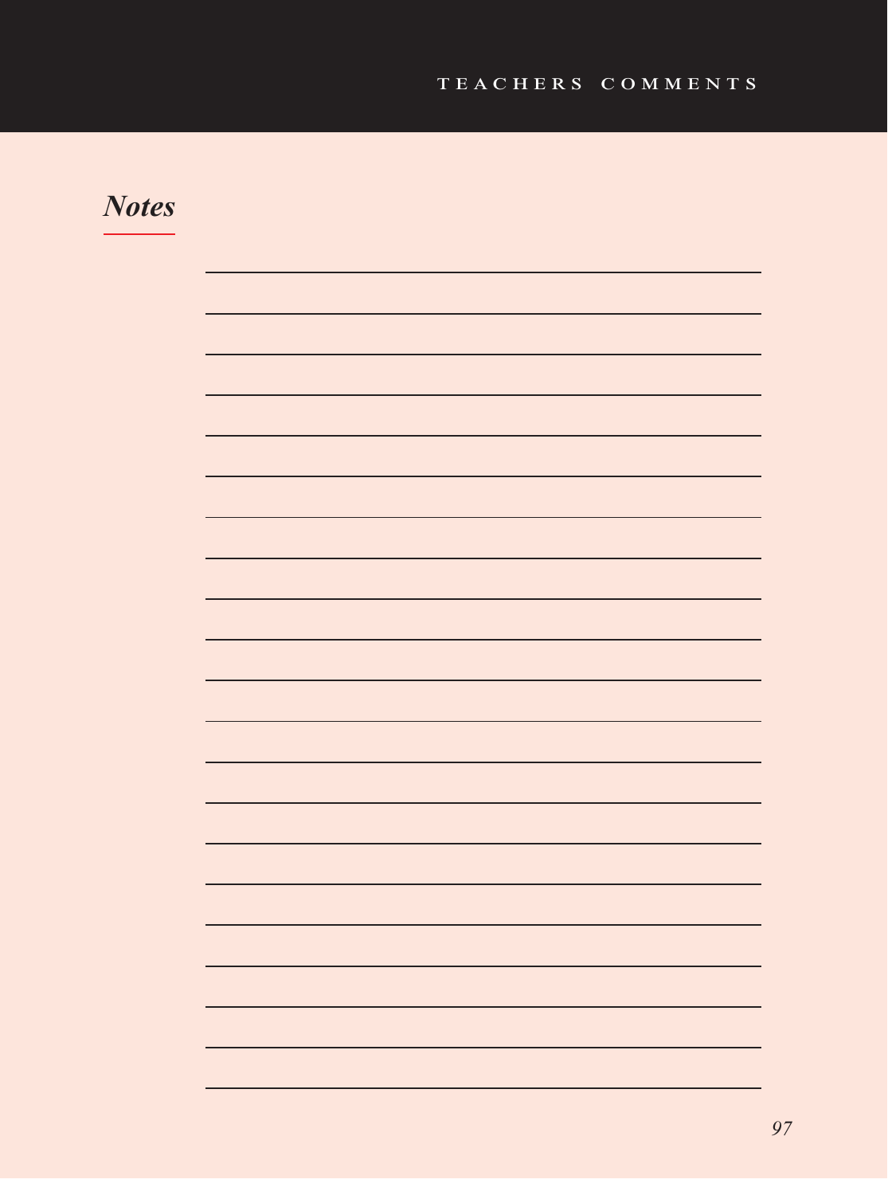## *Notes*